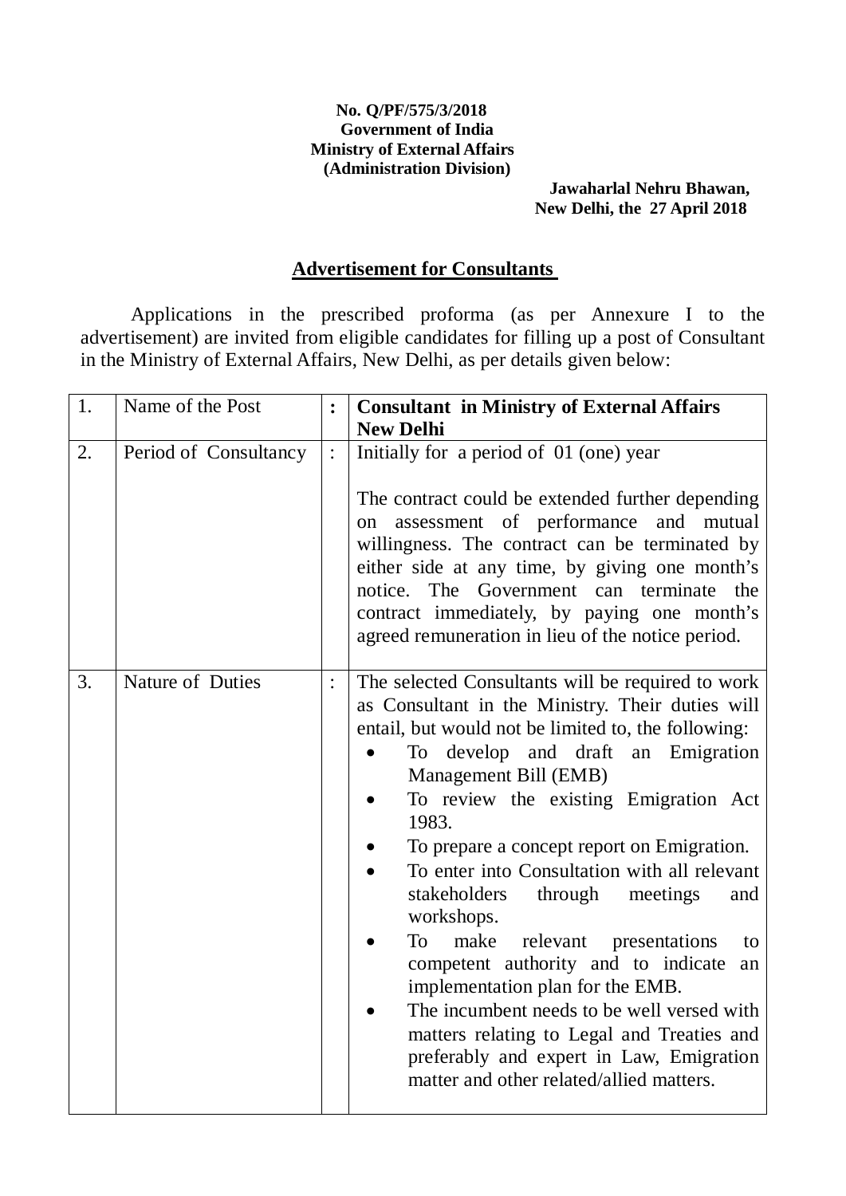**No. Q/PF/575/3/2018**
**Government of India**
**Ministry of External Affairs**
**(Administration Division)**

**Jawaharlal Nehru Bhawan,**
**New Delhi, the 27 April 2018**

## Advertisement for Consultants

Applications in the prescribed proforma (as per Annexure I to the advertisement) are invited from eligible candidates for filling up a post of Consultant in the Ministry of External Affairs, New Delhi, as per details given below:

| | | | |
|---|---|---|---|
| 1. | Name of the Post | : | **Consultant in Ministry of External Affairs New Delhi** |
| 2. | Period of Consultancy | : | Initially for a period of 01 (one) year<br><br>The contract could be extended further depending on assessment of performance and mutual willingness. The contract can be terminated by either side at any time, by giving one month's notice. The Government can terminate the contract immediately, by paying one month's agreed remuneration in lieu of the notice period. |
| 3. | Nature of Duties | : | The selected Consultants will be required to work as Consultant in the Ministry. Their duties will entail, but would not be limited to, the following:<br>• To develop and draft an Emigration Management Bill (EMB)<br>• To review the existing Emigration Act 1983.<br>• To prepare a concept report on Emigration.<br>• To enter into Consultation with all relevant stakeholders through meetings and workshops.<br>• To make relevant presentations to competent authority and to indicate an implementation plan for the EMB.<br>• The incumbent needs to be well versed with matters relating to Legal and Treaties and preferably and expert in Law, Emigration matter and other related/allied matters. |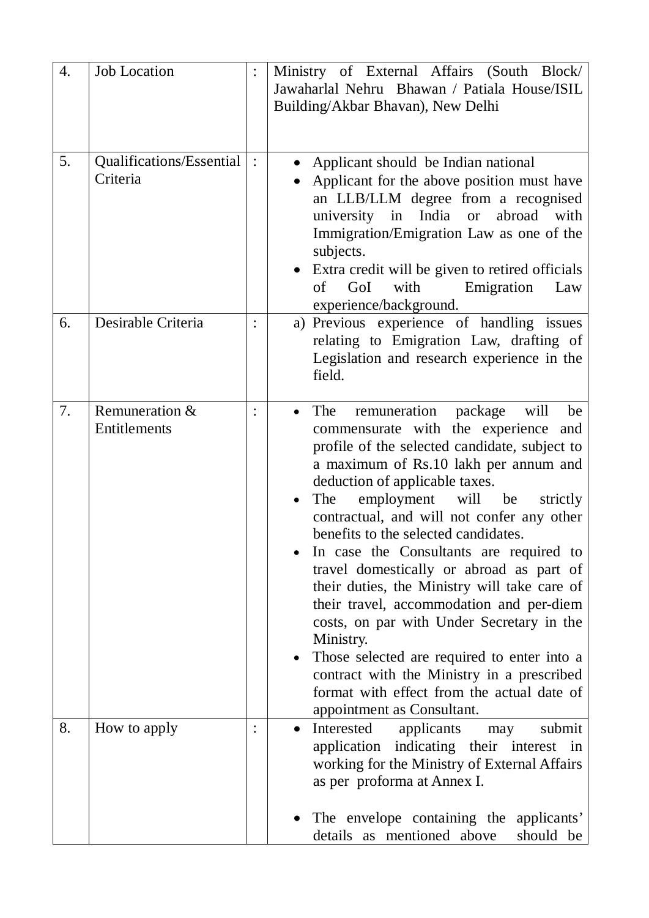| | | | |
|---|---|---|---|
| 4. | Job Location | : | Ministry of External Affairs (South Block/ Jawaharlal Nehru Bhawan / Patiala House/ISIL Building/Akbar Bhavan), New Delhi |
| 5. | Qualifications/Essential Criteria | : | • Applicant should be Indian national<br>• Applicant for the above position must have an LLB/LLM degree from a recognised university in India or abroad with Immigration/Emigration Law as one of the subjects.<br>• Extra credit will be given to retired officials of GoI with Emigration Law experience/background. |
| 6. | Desirable Criteria | : | a) Previous experience of handling issues relating to Emigration Law, drafting of Legislation and research experience in the field. |
| 7. | Remuneration & Entitlements | : | • The remuneration package will be commensurate with the experience and profile of the selected candidate, subject to a maximum of Rs.10 lakh per annum and deduction of applicable taxes.<br>• The employment will be strictly contractual, and will not confer any other benefits to the selected candidates.<br>• In case the Consultants are required to travel domestically or abroad as part of their duties, the Ministry will take care of their travel, accommodation and per-diem costs, on par with Under Secretary in the Ministry.<br>• Those selected are required to enter into a contract with the Ministry in a prescribed format with effect from the actual date of appointment as Consultant. |
| 8. | How to apply | : | • Interested applicants may submit application indicating their interest in working for the Ministry of External Affairs as per proforma at Annex I.<br><br>• The envelope containing the applicants' details as mentioned above should be |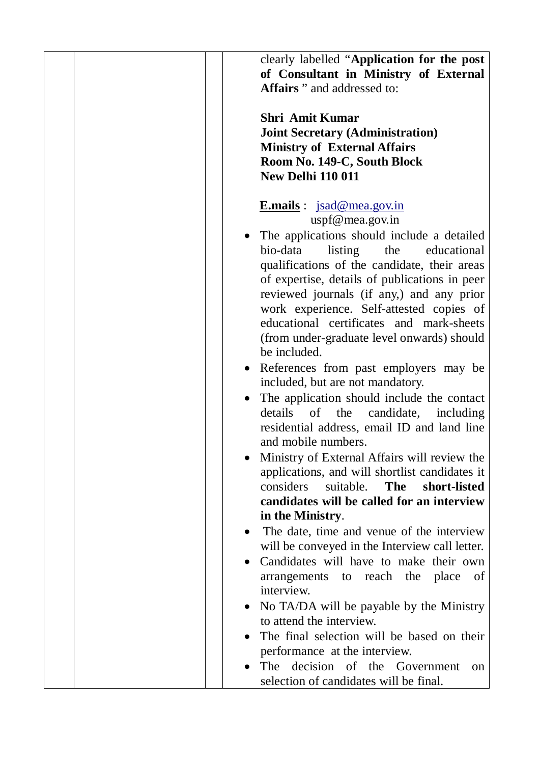| | | | clearly labelled "**Application for the post of Consultant in Ministry of External Affairs** " and addressed to:<br><br>**Shri Amit Kumar**<br>**Joint Secretary (Administration)**<br>**Ministry of External Affairs**<br>**Room No. 149-C, South Block**<br>**New Delhi 110 011**<br><br>**E.mails** : jsad@mea.gov.in<br>uspf@mea.gov.in<br><br>• The applications should include a detailed bio-data listing the educational qualifications of the candidate, their areas of expertise, details of publications in peer reviewed journals (if any,) and any prior work experience. Self-attested copies of educational certificates and mark-sheets (from under-graduate level onwards) should be included.<br>• References from past employers may be included, but are not mandatory.<br>• The application should include the contact details of the candidate, including residential address, email ID and land line and mobile numbers.<br>• Ministry of External Affairs will review the applications, and will shortlist candidates it considers suitable. **The short-listed candidates will be called for an interview in the Ministry**.<br>• The date, time and venue of the interview will be conveyed in the Interview call letter.<br>• Candidates will have to make their own arrangements to reach the place of interview.<br>• No TA/DA will be payable by the Ministry to attend the interview.<br>• The final selection will be based on their performance at the interview.<br>• The decision of the Government on selection of candidates will be final. |
|---|---|---|---|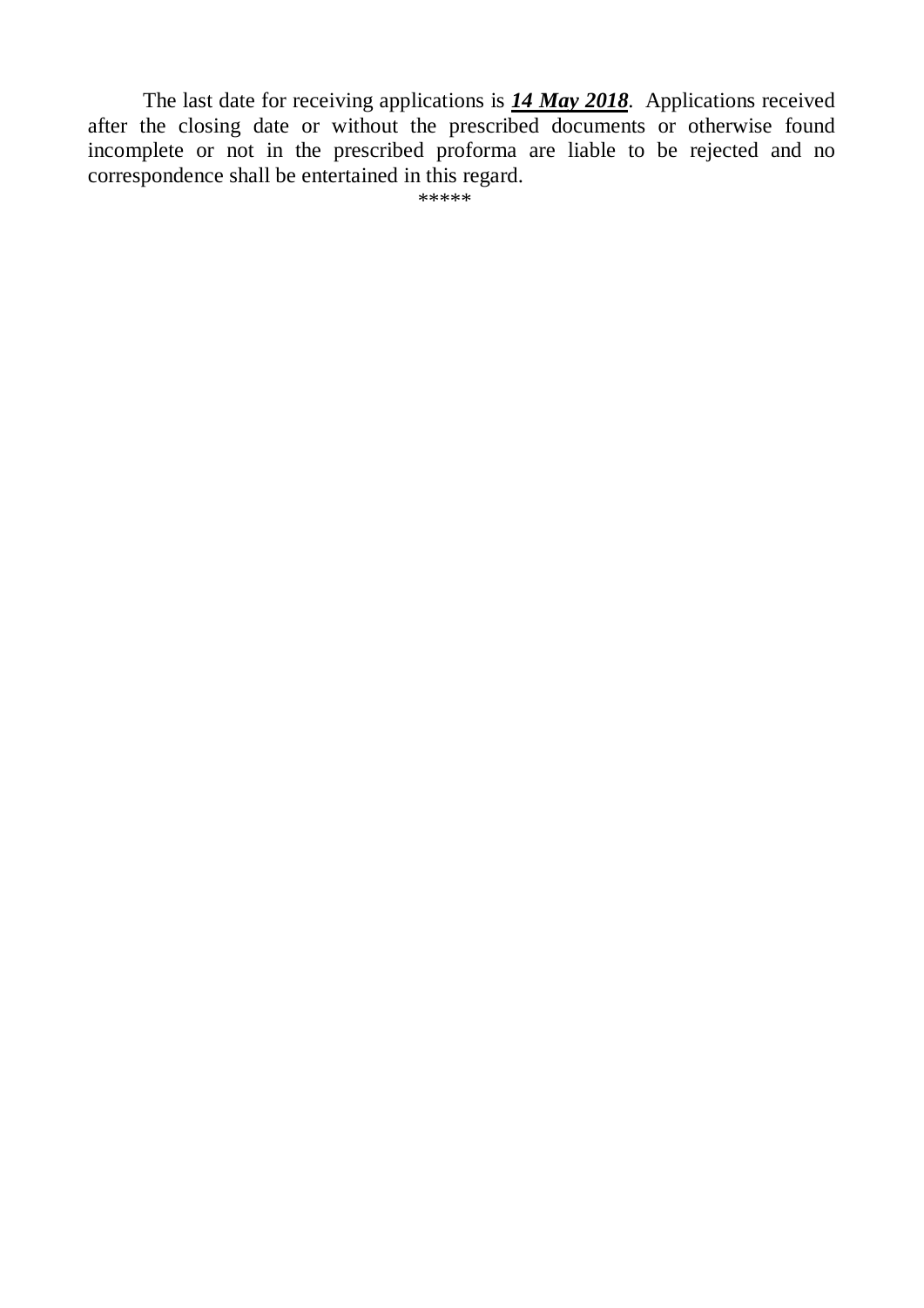The last date for receiving applications is ***14 May 2018***. Applications received after the closing date or without the prescribed documents or otherwise found incomplete or not in the prescribed proforma are liable to be rejected and no correspondence shall be entertained in this regard.

*****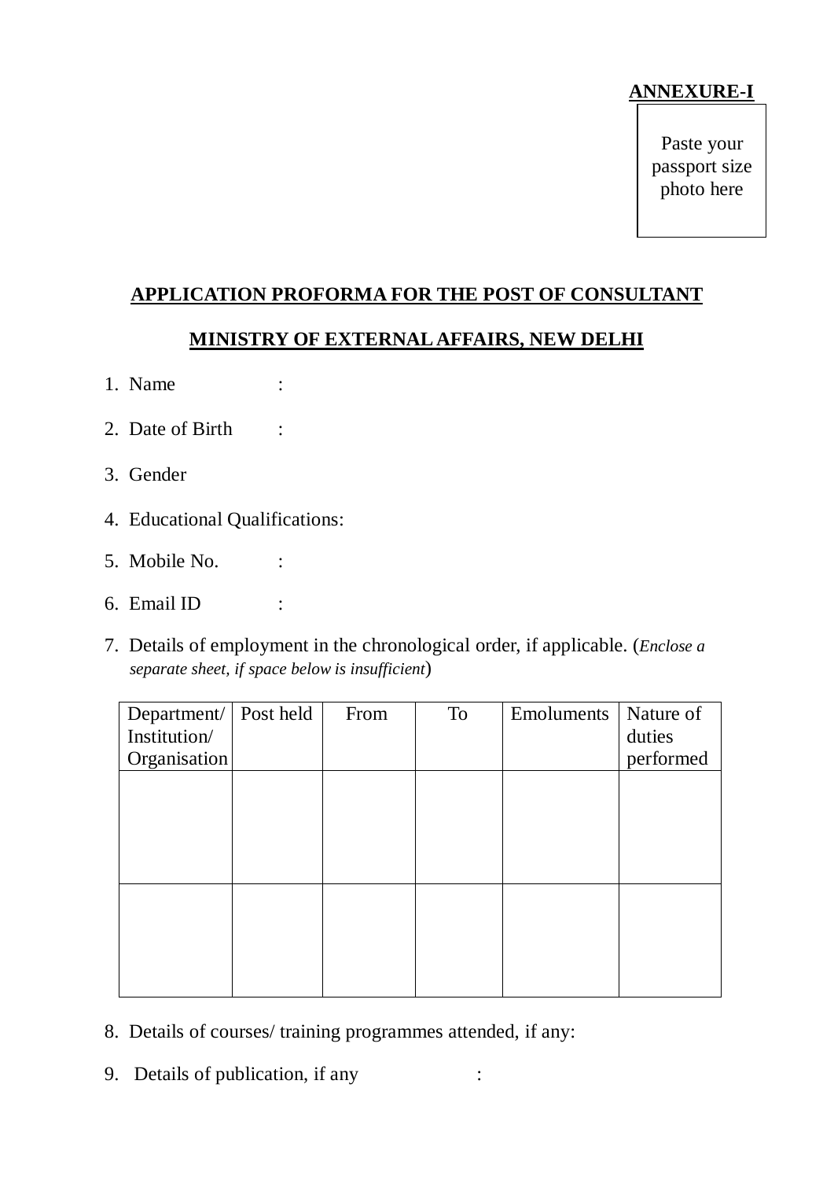**ANNEXURE-I**

Paste your passport size photo here

**APPLICATION PROFORMA FOR THE POST OF CONSULTANT**

**MINISTRY OF EXTERNAL AFFAIRS, NEW DELHI**

1. Name :
2. Date of Birth :
3. Gender
4. Educational Qualifications:
5. Mobile No. :
6. Email ID :
7. Details of employment in the chronological order, if applicable. (*Enclose a separate sheet, if space below is insufficient*)

| Department/ Institution/ Organisation | Post held | From | To | Emoluments | Nature of duties performed |
|---|---|---|---|---|---|
| | | | | | |
| | | | | | |

8. Details of courses/ training programmes attended, if any:
9. Details of publication, if any :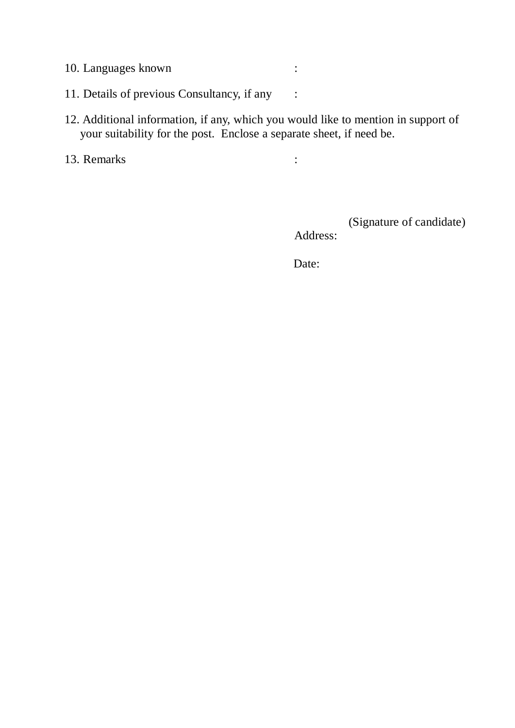10. Languages known :

11. Details of previous Consultancy, if any :

12. Additional information, if any, which you would like to mention in support of your suitability for the post. Enclose a separate sheet, if need be.

13. Remarks :

(Signature of candidate)

Address:

Date: